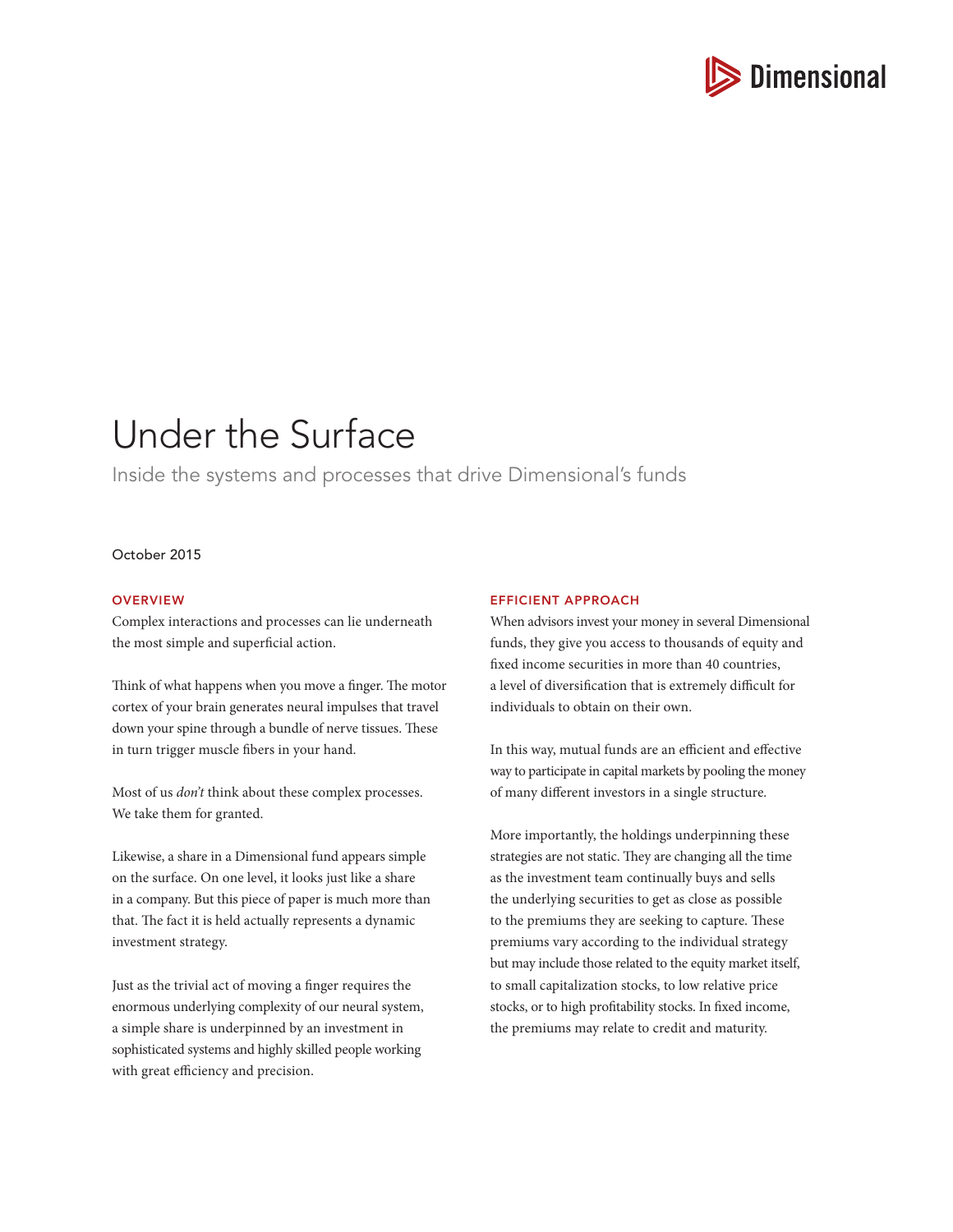Dimensional

# Under the Surface

Inside the systems and processes that drive Dimensional's funds

October 2015

## OVERVIEW

Complex interactions and processes can lie underneath the most simple and superficial action.

Think of what happens when you move a finger. The motor cortex of your brain generates neural impulses that travel down your spine through a bundle of nerve tissues. These in turn trigger muscle fibers in your hand.

Most of us *don't* think about these complex processes. We take them for granted.

Likewise, a share in a Dimensional fund appears simple on the surface. On one level, it looks just like a share in a company. But this piece of paper is much more than that. The fact it is held actually represents a dynamic investment strategy.

Just as the trivial act of moving a finger requires the enormous underlying complexity of our neural system, a simple share is underpinned by an investment in sophisticated systems and highly skilled people working with great efficiency and precision.

## EFFICIENT APPROACH

When advisors invest your money in several Dimensional funds, they give you access to thousands of equity and fixed income securities in more than 40 countries, a level of diversification that is extremely difficult for individuals to obtain on their own.

In this way, mutual funds are an efficient and effective way to participate in capital markets by pooling the money of many different investors in a single structure.

More importantly, the holdings underpinning these strategies are not static. They are changing all the time as the investment team continually buys and sells the underlying securities to get as close as possible to the premiums they are seeking to capture. These premiums vary according to the individual strategy but may include those related to the equity market itself, to small capitalization stocks, to low relative price stocks, or to high profitability stocks. In fixed income, the premiums may relate to credit and maturity.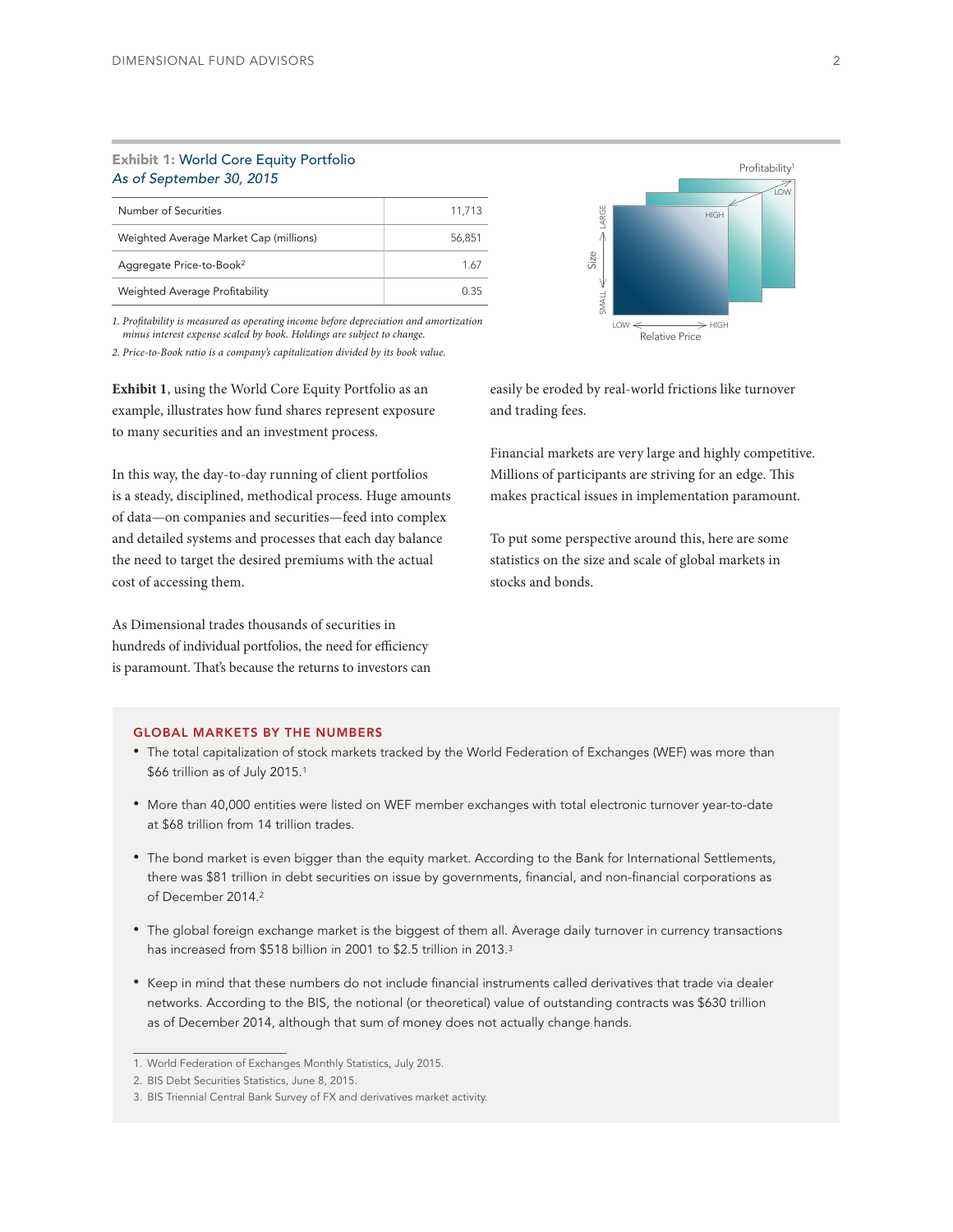**Exhibit 1:** World Core Equity Portfolio
*As of September 30, 2015*

| Number of Securities | 11,713 |
| --- | --- |
| Weighted Average Market Cap (millions) | 56,851 |
| Aggregate Price-to-Book[2] | 1.67 |
| Weighted Average Profitability | 0.35 |

*1. Profitability is measured as operating income before depreciation and amortization minus interest expense scaled by book. Holdings are subject to change.*

*2. Price-to-Book ratio is a company's capitalization divided by its book value.*

Profitability[1]
LOW
HIGH
LARGE
Size
SMALL
LOW
HIGH
Relative Price

**Exhibit 1**, using the World Core Equity Portfolio as an example, illustrates how fund shares represent exposure to many securities and an investment process.

In this way, the day-to-day running of client portfolios is a steady, disciplined, methodical process. Huge amounts of data—on companies and securities—feed into complex and detailed systems and processes that each day balance the need to target the desired premiums with the actual cost of accessing them.

As Dimensional trades thousands of securities in hundreds of individual portfolios, the need for efficiency is paramount. That's because the returns to investors can easily be eroded by real-world frictions like turnover and trading fees.

Financial markets are very large and highly competitive. Millions of participants are striving for an edge. This makes practical issues in implementation paramount.

To put some perspective around this, here are some statistics on the size and scale of global markets in stocks and bonds.

### GLOBAL MARKETS BY THE NUMBERS

- The total capitalization of stock markets tracked by the World Federation of Exchanges (WEF) was more than $66 trillion as of July 2015.[1]
- More than 40,000 entities were listed on WEF member exchanges with total electronic turnover year-to-date at $68 trillion from 14 trillion trades.
- The bond market is even bigger than the equity market. According to the Bank for International Settlements, there was $81 trillion in debt securities on issue by governments, financial, and non-financial corporations as of December 2014.[2]
- The global foreign exchange market is the biggest of them all. Average daily turnover in currency transactions has increased from $518 billion in 2001 to $2.5 trillion in 2013.[3]
- Keep in mind that these numbers do not include financial instruments called derivatives that trade via dealer networks. According to the BIS, the notional (or theoretical) value of outstanding contracts was $630 trillion as of December 2014, although that sum of money does not actually change hands.

1. World Federation of Exchanges Monthly Statistics, July 2015.
2. BIS Debt Securities Statistics, June 8, 2015.
3. BIS Triennial Central Bank Survey of FX and derivatives market activity.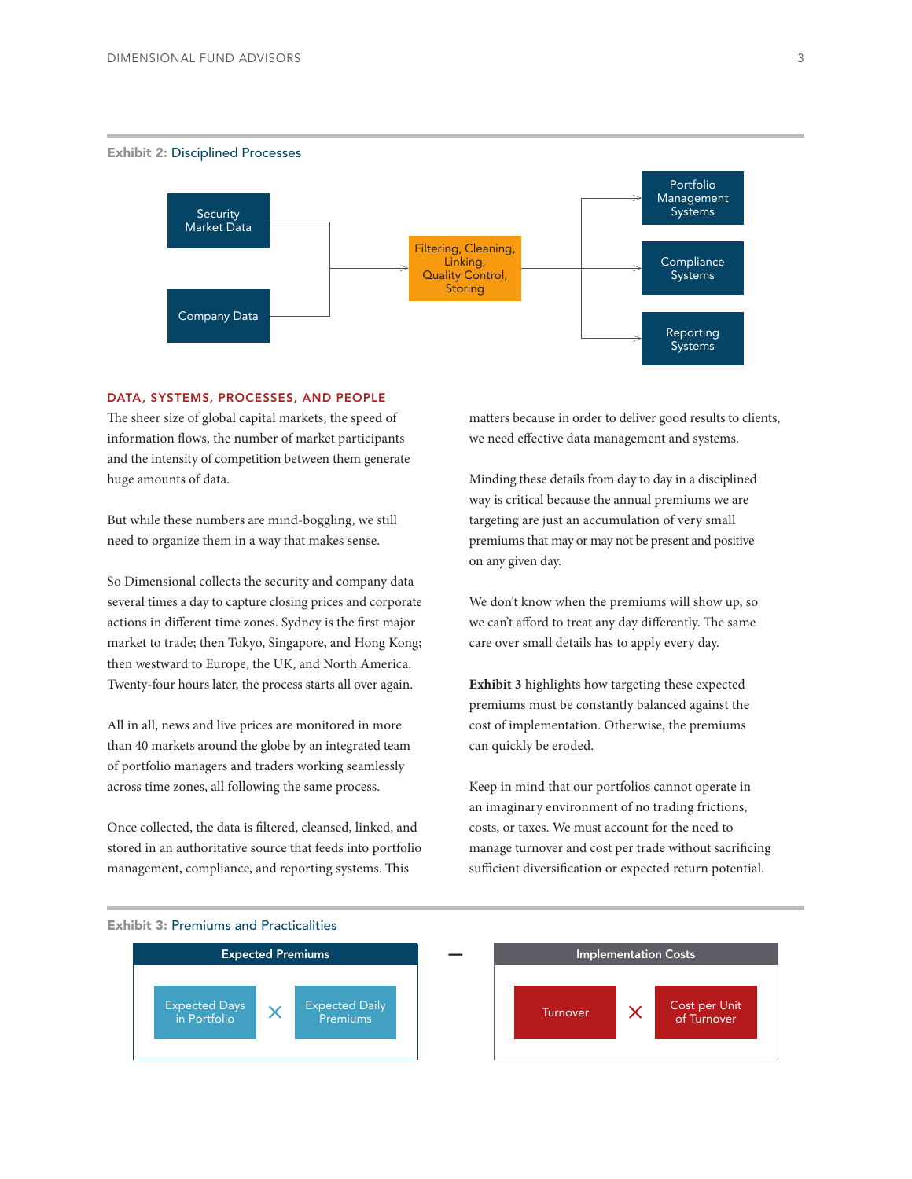**Exhibit 2:** Disciplined Processes

Security Market Data

Company Data

Filtering, Cleaning, Linking, Quality Control, Storing

Portfolio Management Systems

Compliance Systems

Reporting Systems

## DATA, SYSTEMS, PROCESSES, AND PEOPLE

The sheer size of global capital markets, the speed of information flows, the number of market participants and the intensity of competition between them generate huge amounts of data.

But while these numbers are mind-boggling, we still need to organize them in a way that makes sense.

So Dimensional collects the security and company data several times a day to capture closing prices and corporate actions in different time zones. Sydney is the first major market to trade; then Tokyo, Singapore, and Hong Kong; then westward to Europe, the UK, and North America. Twenty-four hours later, the process starts all over again.

All in all, news and live prices are monitored in more than 40 markets around the globe by an integrated team of portfolio managers and traders working seamlessly across time zones, all following the same process.

Once collected, the data is filtered, cleansed, linked, and stored in an authoritative source that feeds into portfolio management, compliance, and reporting systems. This matters because in order to deliver good results to clients, we need effective data management and systems.

Minding these details from day to day in a disciplined way is critical because the annual premiums we are targeting are just an accumulation of very small premiums that may or may not be present and positive on any given day.

We don't know when the premiums will show up, so we can't afford to treat any day differently. The same care over small details has to apply every day.

**Exhibit 3** highlights how targeting these expected premiums must be constantly balanced against the cost of implementation. Otherwise, the premiums can quickly be eroded.

Keep in mind that our portfolios cannot operate in an imaginary environment of no trading frictions, costs, or taxes. We must account for the need to manage turnover and cost per trade without sacrificing sufficient diversification or expected return potential.

**Exhibit 3:** Premiums and Practicalities

**Expected Premiums**: Expected Days in Portfolio × Expected Daily Premiums

−

**Implementation Costs**: Turnover × Cost per Unit of Turnover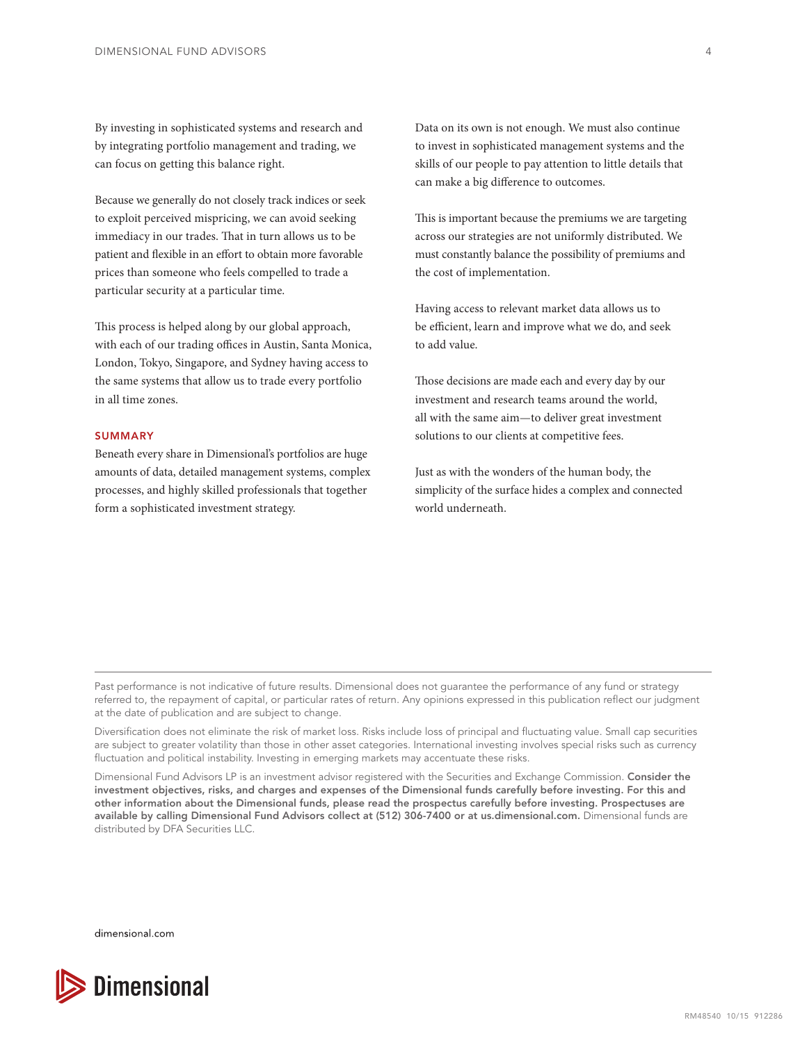By investing in sophisticated systems and research and by integrating portfolio management and trading, we can focus on getting this balance right.

Because we generally do not closely track indices or seek to exploit perceived mispricing, we can avoid seeking immediacy in our trades. That in turn allows us to be patient and flexible in an effort to obtain more favorable prices than someone who feels compelled to trade a particular security at a particular time.

This process is helped along by our global approach, with each of our trading offices in Austin, Santa Monica, London, Tokyo, Singapore, and Sydney having access to the same systems that allow us to trade every portfolio in all time zones.

## SUMMARY

Beneath every share in Dimensional's portfolios are huge amounts of data, detailed management systems, complex processes, and highly skilled professionals that together form a sophisticated investment strategy.

Data on its own is not enough. We must also continue to invest in sophisticated management systems and the skills of our people to pay attention to little details that can make a big difference to outcomes.

This is important because the premiums we are targeting across our strategies are not uniformly distributed. We must constantly balance the possibility of premiums and the cost of implementation.

Having access to relevant market data allows us to be efficient, learn and improve what we do, and seek to add value.

Those decisions are made each and every day by our investment and research teams around the world, all with the same aim—to deliver great investment solutions to our clients at competitive fees.

Just as with the wonders of the human body, the simplicity of the surface hides a complex and connected world underneath.

---

Past performance is not indicative of future results. Dimensional does not guarantee the performance of any fund or strategy referred to, the repayment of capital, or particular rates of return. Any opinions expressed in this publication reflect our judgment at the date of publication and are subject to change.

Diversification does not eliminate the risk of market loss. Risks include loss of principal and fluctuating value. Small cap securities are subject to greater volatility than those in other asset categories. International investing involves special risks such as currency fluctuation and political instability. Investing in emerging markets may accentuate these risks.

Dimensional Fund Advisors LP is an investment advisor registered with the Securities and Exchange Commission. **Consider the investment objectives, risks, and charges and expenses of the Dimensional funds carefully before investing. For this and other information about the Dimensional funds, please read the prospectus carefully before investing. Prospectuses are available by calling Dimensional Fund Advisors collect at (512) 306-7400 or at us.dimensional.com.** Dimensional funds are distributed by DFA Securities LLC.

dimensional.com

Dimensional

RM48540 10/15 912286